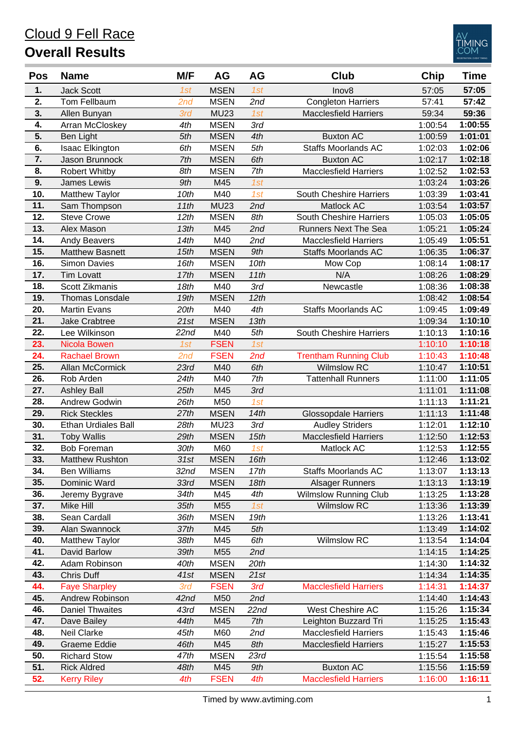# Cloud 9 Fell Race

## Overall Results

| Pos | Name | M/F | AG | AG | Club | Chip | Time |
|---|---|---|---|---|---|---|---|
| 1. | Jack Scott | 1st | MSEN | 1st | Inov8 | 57:05 | **57:05** |
| 2. | Tom Fellbaum | 2nd | MSEN | 2nd | Congleton Harriers | 57:41 | **57:42** |
| 3. | Allen Bunyan | 3rd | MU23 | 1st | Macclesfield Harriers | 59:34 | **59:36** |
| 4. | Arran McCloskey | 4th | MSEN | 3rd | | 1:00:54 | **1:00:55** |
| 5. | Ben Light | 5th | MSEN | 4th | Buxton AC | 1:00:59 | **1:01:01** |
| 6. | Isaac Elkington | 6th | MSEN | 5th | Staffs Moorlands AC | 1:02:03 | **1:02:06** |
| 7. | Jason Brunnock | 7th | MSEN | 6th | Buxton AC | 1:02:17 | **1:02:18** |
| 8. | Robert Whitby | 8th | MSEN | 7th | Macclesfield Harriers | 1:02:52 | **1:02:53** |
| 9. | James Lewis | 9th | M45 | 1st | | 1:03:24 | **1:03:26** |
| 10. | Matthew Taylor | 10th | M40 | 1st | South Cheshire Harriers | 1:03:39 | **1:03:41** |
| 11. | Sam Thompson | 11th | MU23 | 2nd | Matlock AC | 1:03:54 | **1:03:57** |
| 12. | Steve Crowe | 12th | MSEN | 8th | South Cheshire Harriers | 1:05:03 | **1:05:05** |
| 13. | Alex Mason | 13th | M45 | 2nd | Runners Next The Sea | 1:05:21 | **1:05:24** |
| 14. | Andy Beavers | 14th | M40 | 2nd | Macclesfield Harriers | 1:05:49 | **1:05:51** |
| 15. | Matthew Basnett | 15th | MSEN | 9th | Staffs Moorlands AC | 1:06:35 | **1:06:37** |
| 16. | Simon Davies | 16th | MSEN | 10th | Mow Cop | 1:08:14 | **1:08:17** |
| 17. | Tim Lovatt | 17th | MSEN | 11th | N/A | 1:08:26 | **1:08:29** |
| 18. | Scott Zikmanis | 18th | M40 | 3rd | Newcastle | 1:08:36 | **1:08:38** |
| 19. | Thomas Lonsdale | 19th | MSEN | 12th | | 1:08:42 | **1:08:54** |
| 20. | Martin Evans | 20th | M40 | 4th | Staffs Moorlands AC | 1:09:45 | **1:09:49** |
| 21. | Jake Crabtree | 21st | MSEN | 13th | | 1:09:34 | **1:10:10** |
| 22. | Lee Wilkinson | 22nd | M40 | 5th | South Cheshire Harriers | 1:10:13 | **1:10:16** |
| 23. | Nicola Bowen | 1st | FSEN | 1st | | 1:10:10 | **1:10:18** |
| 24. | Rachael Brown | 2nd | FSEN | 2nd | Trentham Running Club | 1:10:43 | **1:10:48** |
| 25. | Allan McCormick | 23rd | M40 | 6th | Wilmslow RC | 1:10:47 | **1:10:51** |
| 26. | Rob Arden | 24th | M40 | 7th | Tattenhall Runners | 1:11:00 | **1:11:05** |
| 27. | Ashley Ball | 25th | M45 | 3rd | | 1:11:01 | **1:11:08** |
| 28. | Andrew Godwin | 26th | M50 | 1st | | 1:11:13 | **1:11:21** |
| 29. | Rick Steckles | 27th | MSEN | 14th | Glossopdale Harriers | 1:11:13 | **1:11:48** |
| 30. | Ethan Urdiales Ball | 28th | MU23 | 3rd | Audley Striders | 1:12:01 | **1:12:10** |
| 31. | Toby Wallis | 29th | MSEN | 15th | Macclesfield Harriers | 1:12:50 | **1:12:53** |
| 32. | Bob Foreman | 30th | M60 | 1st | Matlock AC | 1:12:53 | **1:12:55** |
| 33. | Matthew Rushton | 31st | MSEN | 16th | | 1:12:46 | **1:13:02** |
| 34. | Ben Williams | 32nd | MSEN | 17th | Staffs Moorlands AC | 1:13:07 | **1:13:13** |
| 35. | Dominic Ward | 33rd | MSEN | 18th | Alsager Runners | 1:13:13 | **1:13:19** |
| 36. | Jeremy Bygrave | 34th | M45 | 4th | Wilmslow Running Club | 1:13:25 | **1:13:28** |
| 37. | Mike Hill | 35th | M55 | 1st | Wilmslow RC | 1:13:36 | **1:13:39** |
| 38. | Sean Cardall | 36th | MSEN | 19th | | 1:13:26 | **1:13:41** |
| 39. | Alan Swannock | 37th | M45 | 5th | | 1:13:49 | **1:14:02** |
| 40. | Matthew Taylor | 38th | M45 | 6th | Wilmslow RC | 1:13:54 | **1:14:04** |
| 41. | David Barlow | 39th | M55 | 2nd | | 1:14:15 | **1:14:25** |
| 42. | Adam Robinson | 40th | MSEN | 20th | | 1:14:30 | **1:14:32** |
| 43. | Chris Duff | 41st | MSEN | 21st | | 1:14:34 | **1:14:35** |
| 44. | Faye Sharpley | 3rd | FSEN | 3rd | Macclesfield Harriers | 1:14:31 | **1:14:37** |
| 45. | Andrew Robinson | 42nd | M50 | 2nd | | 1:14:40 | **1:14:43** |
| 46. | Daniel Thwaites | 43rd | MSEN | 22nd | West Cheshire AC | 1:15:26 | **1:15:34** |
| 47. | Dave Bailey | 44th | M45 | 7th | Leighton Buzzard Tri | 1:15:25 | **1:15:43** |
| 48. | Neil Clarke | 45th | M60 | 2nd | Macclesfield Harriers | 1:15:43 | **1:15:46** |
| 49. | Graeme Eddie | 46th | M45 | 8th | Macclesfield Harriers | 1:15:27 | **1:15:53** |
| 50. | Richard Stow | 47th | MSEN | 23rd | | 1:15:54 | **1:15:58** |
| 51. | Rick Aldred | 48th | M45 | 9th | Buxton AC | 1:15:56 | **1:15:59** |
| 52. | Kerry Riley | 4th | FSEN | 4th | Macclesfield Harriers | 1:16:00 | **1:16:11** |

Timed by www.avtiming.com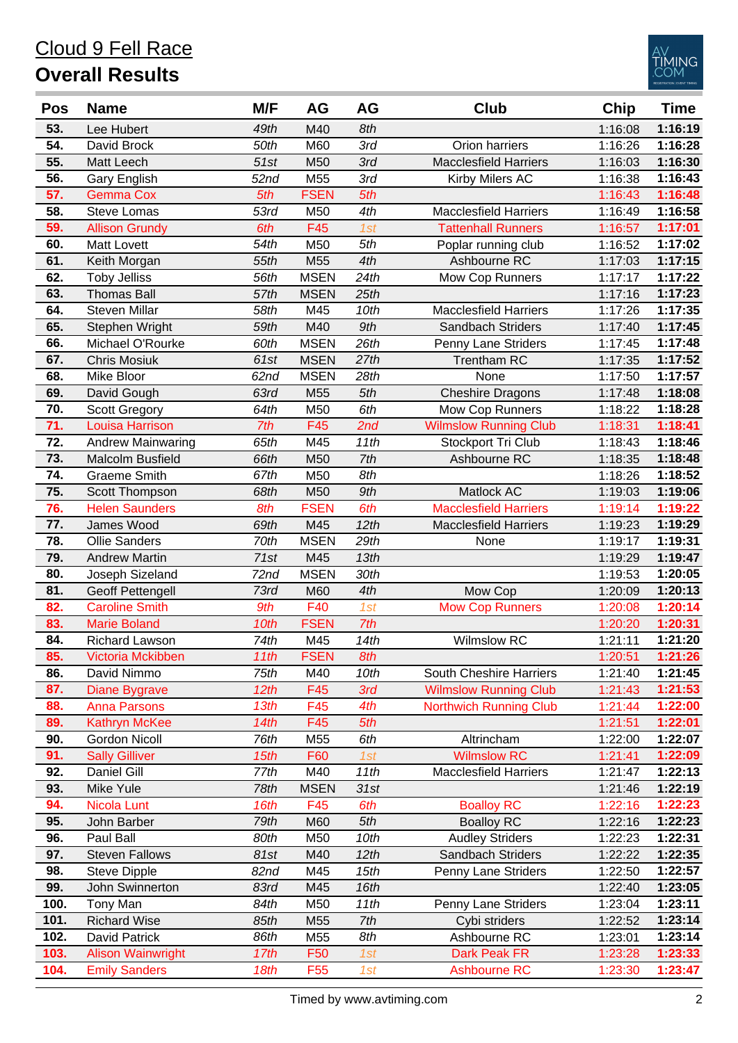# Cloud 9 Fell Race

## Overall Results

| Pos | Name | M/F | AG | AG | Club | Chip | Time |
|---|---|---|---|---|---|---|---|
| **53.** | Lee Hubert | *49th* | M40 | *8th* | | 1:16:08 | **1:16:19** |
| **54.** | David Brock | *50th* | M60 | *3rd* | Orion harriers | 1:16:26 | **1:16:28** |
| **55.** | Matt Leech | *51st* | M50 | *3rd* | Macclesfield Harriers | 1:16:03 | **1:16:30** |
| **56.** | Gary English | *52nd* | M55 | *3rd* | Kirby Milers AC | 1:16:38 | **1:16:43** |
| **57.** | Gemma Cox | *5th* | FSEN | *5th* | | 1:16:43 | **1:16:48** |
| **58.** | Steve Lomas | *53rd* | M50 | *4th* | Macclesfield Harriers | 1:16:49 | **1:16:58** |
| **59.** | Allison Grundy | *6th* | F45 | *1st* | Tattenhall Runners | 1:16:57 | **1:17:01** |
| **60.** | Matt Lovett | *54th* | M50 | *5th* | Poplar running club | 1:16:52 | **1:17:02** |
| **61.** | Keith Morgan | *55th* | M55 | *4th* | Ashbourne RC | 1:17:03 | **1:17:15** |
| **62.** | Toby Jelliss | *56th* | MSEN | *24th* | Mow Cop Runners | 1:17:17 | **1:17:22** |
| **63.** | Thomas Ball | *57th* | MSEN | *25th* | | 1:17:16 | **1:17:23** |
| **64.** | Steven Millar | *58th* | M45 | *10th* | Macclesfield Harriers | 1:17:26 | **1:17:35** |
| **65.** | Stephen Wright | *59th* | M40 | *9th* | Sandbach Striders | 1:17:40 | **1:17:45** |
| **66.** | Michael O'Rourke | *60th* | MSEN | *26th* | Penny Lane Striders | 1:17:45 | **1:17:48** |
| **67.** | Chris Mosiuk | *61st* | MSEN | *27th* | Trentham RC | 1:17:35 | **1:17:52** |
| **68.** | Mike Bloor | *62nd* | MSEN | *28th* | None | 1:17:50 | **1:17:57** |
| **69.** | David Gough | *63rd* | M55 | *5th* | Cheshire Dragons | 1:17:48 | **1:18:08** |
| **70.** | Scott Gregory | *64th* | M50 | *6th* | Mow Cop Runners | 1:18:22 | **1:18:28** |
| **71.** | Louisa Harrison | *7th* | F45 | *2nd* | Wilmslow Running Club | 1:18:31 | **1:18:41** |
| **72.** | Andrew Mainwaring | *65th* | M45 | *11th* | Stockport Tri Club | 1:18:43 | **1:18:46** |
| **73.** | Malcolm Busfield | *66th* | M50 | *7th* | Ashbourne RC | 1:18:35 | **1:18:48** |
| **74.** | Graeme Smith | *67th* | M50 | *8th* | | 1:18:26 | **1:18:52** |
| **75.** | Scott Thompson | *68th* | M50 | *9th* | Matlock AC | 1:19:03 | **1:19:06** |
| **76.** | Helen Saunders | *8th* | FSEN | *6th* | Macclesfield Harriers | 1:19:14 | **1:19:22** |
| **77.** | James Wood | *69th* | M45 | *12th* | Macclesfield Harriers | 1:19:23 | **1:19:29** |
| **78.** | Ollie Sanders | *70th* | MSEN | *29th* | None | 1:19:17 | **1:19:31** |
| **79.** | Andrew Martin | *71st* | M45 | *13th* | | 1:19:29 | **1:19:47** |
| **80.** | Joseph Sizeland | *72nd* | MSEN | *30th* | | 1:19:53 | **1:20:05** |
| **81.** | Geoff Pettengell | *73rd* | M60 | *4th* | Mow Cop | 1:20:09 | **1:20:13** |
| **82.** | Caroline Smith | *9th* | F40 | *1st* | Mow Cop Runners | 1:20:08 | **1:20:14** |
| **83.** | Marie Boland | *10th* | FSEN | *7th* | | 1:20:20 | **1:20:31** |
| **84.** | Richard Lawson | *74th* | M45 | *14th* | Wilmslow RC | 1:21:11 | **1:21:20** |
| **85.** | Victoria Mckibben | *11th* | FSEN | *8th* | | 1:20:51 | **1:21:26** |
| **86.** | David Nimmo | *75th* | M40 | *10th* | South Cheshire Harriers | 1:21:40 | **1:21:45** |
| **87.** | Diane Bygrave | *12th* | F45 | *3rd* | Wilmslow Running Club | 1:21:43 | **1:21:53** |
| **88.** | Anna Parsons | *13th* | F45 | *4th* | Northwich Running Club | 1:21:44 | **1:22:00** |
| **89.** | Kathryn McKee | *14th* | F45 | *5th* | | 1:21:51 | **1:22:01** |
| **90.** | Gordon Nicoll | *76th* | M55 | *6th* | Altrincham | 1:22:00 | **1:22:07** |
| **91.** | Sally Gilliver | *15th* | F60 | *1st* | Wilmslow RC | 1:21:41 | **1:22:09** |
| **92.** | Daniel Gill | *77th* | M40 | *11th* | Macclesfield Harriers | 1:21:47 | **1:22:13** |
| **93.** | Mike Yule | *78th* | MSEN | *31st* | | 1:21:46 | **1:22:19** |
| **94.** | Nicola Lunt | *16th* | F45 | *6th* | Boalloy RC | 1:22:16 | **1:22:23** |
| **95.** | John Barber | *79th* | M60 | *5th* | Boalloy RC | 1:22:16 | **1:22:23** |
| **96.** | Paul Ball | *80th* | M50 | *10th* | Audley Striders | 1:22:23 | **1:22:31** |
| **97.** | Steven Fallows | *81st* | M40 | *12th* | Sandbach Striders | 1:22:22 | **1:22:35** |
| **98.** | Steve Dipple | *82nd* | M45 | *15th* | Penny Lane Striders | 1:22:50 | **1:22:57** |
| **99.** | John Swinnerton | *83rd* | M45 | *16th* | | 1:22:40 | **1:23:05** |
| **100.** | Tony Man | *84th* | M50 | *11th* | Penny Lane Striders | 1:23:04 | **1:23:11** |
| **101.** | Richard Wise | *85th* | M55 | *7th* | Cybi striders | 1:22:52 | **1:23:14** |
| **102.** | David Patrick | *86th* | M55 | *8th* | Ashbourne RC | 1:23:01 | **1:23:14** |
| **103.** | Alison Wainwright | *17th* | F50 | *1st* | Dark Peak FR | 1:23:28 | **1:23:33** |
| **104.** | Emily Sanders | *18th* | F55 | *1st* | Ashbourne RC | 1:23:30 | **1:23:47** |

Timed by www.avtiming.com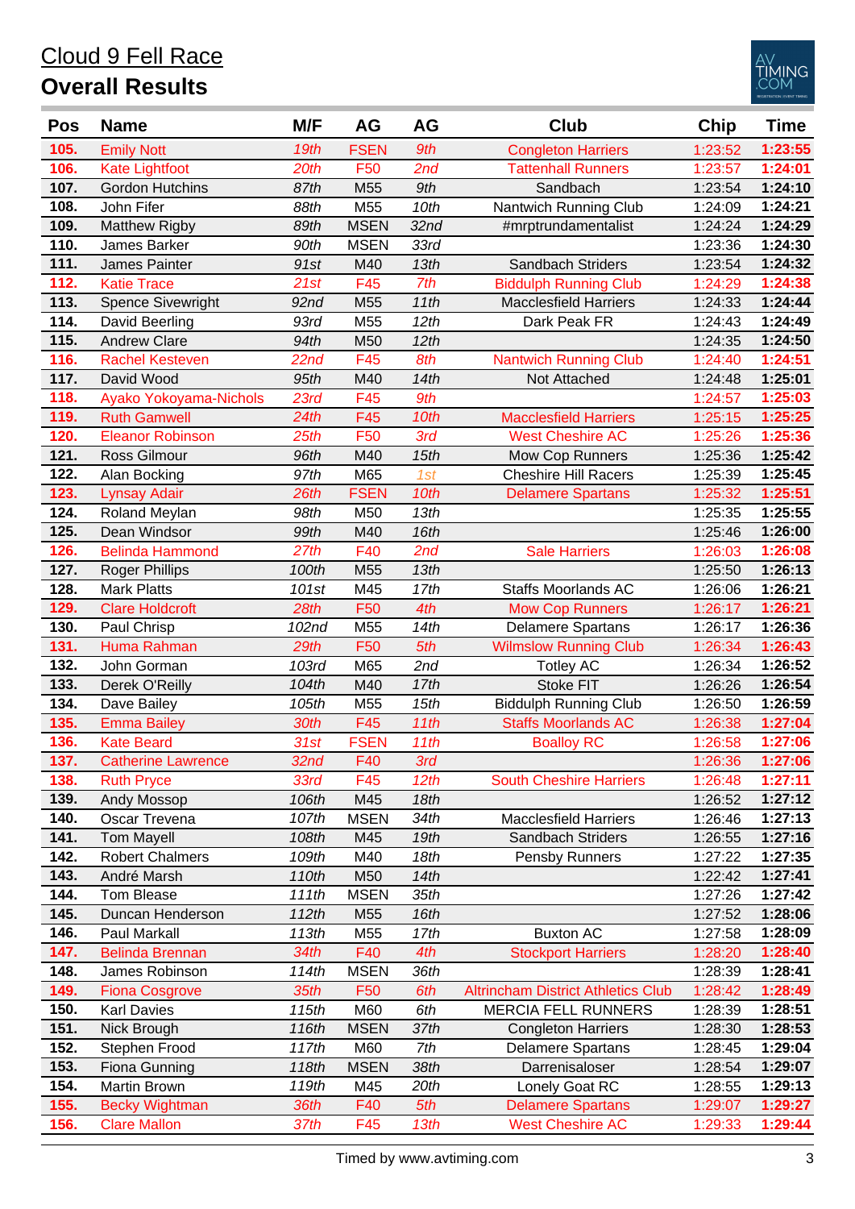# Cloud 9 Fell Race

## Overall Results

| Pos | Name | M/F | AG | AG | Club | Chip | Time |
|---|---|---|---|---|---|---|---|
| 105. | Emily Nott | 19th | FSEN | 9th | Congleton Harriers | 1:23:52 | 1:23:55 |
| 106. | Kate Lightfoot | 20th | F50 | 2nd | Tattenhall Runners | 1:23:57 | 1:24:01 |
| 107. | Gordon Hutchins | 87th | M55 | 9th | Sandbach | 1:23:54 | 1:24:10 |
| 108. | John Fifer | 88th | M55 | 10th | Nantwich Running Club | 1:24:09 | 1:24:21 |
| 109. | Matthew Rigby | 89th | MSEN | 32nd | #mrptrundamentalist | 1:24:24 | 1:24:29 |
| 110. | James Barker | 90th | MSEN | 33rd | | 1:23:36 | 1:24:30 |
| 111. | James Painter | 91st | M40 | 13th | Sandbach Striders | 1:23:54 | 1:24:32 |
| 112. | Katie Trace | 21st | F45 | 7th | Biddulph Running Club | 1:24:29 | 1:24:38 |
| 113. | Spence Sivewright | 92nd | M55 | 11th | Macclesfield Harriers | 1:24:33 | 1:24:44 |
| 114. | David Beerling | 93rd | M55 | 12th | Dark Peak FR | 1:24:43 | 1:24:49 |
| 115. | Andrew Clare | 94th | M50 | 12th | | 1:24:35 | 1:24:50 |
| 116. | Rachel Kesteven | 22nd | F45 | 8th | Nantwich Running Club | 1:24:40 | 1:24:51 |
| 117. | David Wood | 95th | M40 | 14th | Not Attached | 1:24:48 | 1:25:01 |
| 118. | Ayako Yokoyama-Nichols | 23rd | F45 | 9th | | 1:24:57 | 1:25:03 |
| 119. | Ruth Gamwell | 24th | F45 | 10th | Macclesfield Harriers | 1:25:15 | 1:25:25 |
| 120. | Eleanor Robinson | 25th | F50 | 3rd | West Cheshire AC | 1:25:26 | 1:25:36 |
| 121. | Ross Gilmour | 96th | M40 | 15th | Mow Cop Runners | 1:25:36 | 1:25:42 |
| 122. | Alan Bocking | 97th | M65 | 1st | Cheshire Hill Racers | 1:25:39 | 1:25:45 |
| 123. | Lynsay Adair | 26th | FSEN | 10th | Delamere Spartans | 1:25:32 | 1:25:51 |
| 124. | Roland Meylan | 98th | M50 | 13th | | 1:25:35 | 1:25:55 |
| 125. | Dean Windsor | 99th | M40 | 16th | | 1:25:46 | 1:26:00 |
| 126. | Belinda Hammond | 27th | F40 | 2nd | Sale Harriers | 1:26:03 | 1:26:08 |
| 127. | Roger Phillips | 100th | M55 | 13th | | 1:25:50 | 1:26:13 |
| 128. | Mark Platts | 101st | M45 | 17th | Staffs Moorlands AC | 1:26:06 | 1:26:21 |
| 129. | Clare Holdcroft | 28th | F50 | 4th | Mow Cop Runners | 1:26:17 | 1:26:21 |
| 130. | Paul Chrisp | 102nd | M55 | 14th | Delamere Spartans | 1:26:17 | 1:26:36 |
| 131. | Huma Rahman | 29th | F50 | 5th | Wilmslow Running Club | 1:26:34 | 1:26:43 |
| 132. | John Gorman | 103rd | M65 | 2nd | Totley AC | 1:26:34 | 1:26:52 |
| 133. | Derek O'Reilly | 104th | M40 | 17th | Stoke FIT | 1:26:26 | 1:26:54 |
| 134. | Dave Bailey | 105th | M55 | 15th | Biddulph Running Club | 1:26:50 | 1:26:59 |
| 135. | Emma Bailey | 30th | F45 | 11th | Staffs Moorlands AC | 1:26:38 | 1:27:04 |
| 136. | Kate Beard | 31st | FSEN | 11th | Boalloy RC | 1:26:58 | 1:27:06 |
| 137. | Catherine Lawrence | 32nd | F40 | 3rd | | 1:26:36 | 1:27:06 |
| 138. | Ruth Pryce | 33rd | F45 | 12th | South Cheshire Harriers | 1:26:48 | 1:27:11 |
| 139. | Andy Mossop | 106th | M45 | 18th | | 1:26:52 | 1:27:12 |
| 140. | Oscar Trevena | 107th | MSEN | 34th | Macclesfield Harriers | 1:26:46 | 1:27:13 |
| 141. | Tom Mayell | 108th | M45 | 19th | Sandbach Striders | 1:26:55 | 1:27:16 |
| 142. | Robert Chalmers | 109th | M40 | 18th | Pensby Runners | 1:27:22 | 1:27:35 |
| 143. | André Marsh | 110th | M50 | 14th | | 1:22:42 | 1:27:41 |
| 144. | Tom Blease | 111th | MSEN | 35th | | 1:27:26 | 1:27:42 |
| 145. | Duncan Henderson | 112th | M55 | 16th | | 1:27:52 | 1:28:06 |
| 146. | Paul Markall | 113th | M55 | 17th | Buxton AC | 1:27:58 | 1:28:09 |
| 147. | Belinda Brennan | 34th | F40 | 4th | Stockport Harriers | 1:28:20 | 1:28:40 |
| 148. | James Robinson | 114th | MSEN | 36th | | 1:28:39 | 1:28:41 |
| 149. | Fiona Cosgrove | 35th | F50 | 6th | Altrincham District Athletics Club | 1:28:42 | 1:28:49 |
| 150. | Karl Davies | 115th | M60 | 6th | MERCIA FELL RUNNERS | 1:28:39 | 1:28:51 |
| 151. | Nick Brough | 116th | MSEN | 37th | Congleton Harriers | 1:28:30 | 1:28:53 |
| 152. | Stephen Frood | 117th | M60 | 7th | Delamere Spartans | 1:28:45 | 1:29:04 |
| 153. | Fiona Gunning | 118th | MSEN | 38th | Darrenisaloser | 1:28:54 | 1:29:07 |
| 154. | Martin Brown | 119th | M45 | 20th | Lonely Goat RC | 1:28:55 | 1:29:13 |
| 155. | Becky Wightman | 36th | F40 | 5th | Delamere Spartans | 1:29:07 | 1:29:27 |
| 156. | Clare Mallon | 37th | F45 | 13th | West Cheshire AC | 1:29:33 | 1:29:44 |

Timed by www.avtiming.com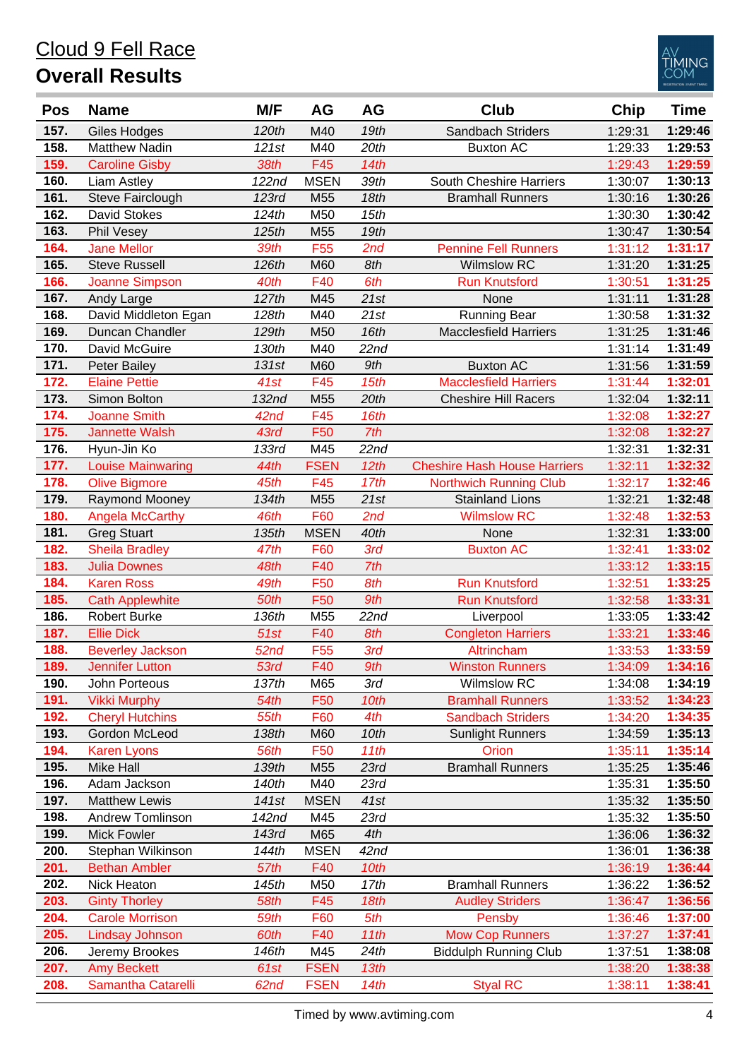# Cloud 9 Fell Race

## Overall Results

| Pos | Name | M/F | AG | AG | Club | Chip | Time |
|---|---|---|---|---|---|---|---|
| 157. | Giles Hodges | 120th | M40 | 19th | Sandbach Striders | 1:29:31 | 1:29:46 |
| 158. | Matthew Nadin | 121st | M40 | 20th | Buxton AC | 1:29:33 | 1:29:53 |
| 159. | Caroline Gisby | 38th | F45 | 14th | | 1:29:43 | 1:29:59 |
| 160. | Liam Astley | 122nd | MSEN | 39th | South Cheshire Harriers | 1:30:07 | 1:30:13 |
| 161. | Steve Fairclough | 123rd | M55 | 18th | Bramhall Runners | 1:30:16 | 1:30:26 |
| 162. | David Stokes | 124th | M50 | 15th | | 1:30:30 | 1:30:42 |
| 163. | Phil Vesey | 125th | M55 | 19th | | 1:30:47 | 1:30:54 |
| 164. | Jane Mellor | 39th | F55 | 2nd | Pennine Fell Runners | 1:31:12 | 1:31:17 |
| 165. | Steve Russell | 126th | M60 | 8th | Wilmslow RC | 1:31:20 | 1:31:25 |
| 166. | Joanne Simpson | 40th | F40 | 6th | Run Knutsford | 1:30:51 | 1:31:25 |
| 167. | Andy Large | 127th | M45 | 21st | None | 1:31:11 | 1:31:28 |
| 168. | David Middleton Egan | 128th | M40 | 21st | Running Bear | 1:30:58 | 1:31:32 |
| 169. | Duncan Chandler | 129th | M50 | 16th | Macclesfield Harriers | 1:31:25 | 1:31:46 |
| 170. | David McGuire | 130th | M40 | 22nd | | 1:31:14 | 1:31:49 |
| 171. | Peter Bailey | 131st | M60 | 9th | Buxton AC | 1:31:56 | 1:31:59 |
| 172. | Elaine Pettie | 41st | F45 | 15th | Macclesfield Harriers | 1:31:44 | 1:32:01 |
| 173. | Simon Bolton | 132nd | M55 | 20th | Cheshire Hill Racers | 1:32:04 | 1:32:11 |
| 174. | Joanne Smith | 42nd | F45 | 16th | | 1:32:08 | 1:32:27 |
| 175. | Jannette Walsh | 43rd | F50 | 7th | | 1:32:08 | 1:32:27 |
| 176. | Hyun-Jin Ko | 133rd | M45 | 22nd | | 1:32:31 | 1:32:31 |
| 177. | Louise Mainwaring | 44th | FSEN | 12th | Cheshire Hash House Harriers | 1:32:11 | 1:32:32 |
| 178. | Olive Bigmore | 45th | F45 | 17th | Northwich Running Club | 1:32:17 | 1:32:46 |
| 179. | Raymond Mooney | 134th | M55 | 21st | Stainland Lions | 1:32:21 | 1:32:48 |
| 180. | Angela McCarthy | 46th | F60 | 2nd | Wilmslow RC | 1:32:48 | 1:32:53 |
| 181. | Greg Stuart | 135th | MSEN | 40th | None | 1:32:31 | 1:33:00 |
| 182. | Sheila Bradley | 47th | F60 | 3rd | Buxton AC | 1:32:41 | 1:33:02 |
| 183. | Julia Downes | 48th | F40 | 7th | | 1:33:12 | 1:33:15 |
| 184. | Karen Ross | 49th | F50 | 8th | Run Knutsford | 1:32:51 | 1:33:25 |
| 185. | Cath Applewhite | 50th | F50 | 9th | Run Knutsford | 1:32:58 | 1:33:31 |
| 186. | Robert Burke | 136th | M55 | 22nd | Liverpool | 1:33:05 | 1:33:42 |
| 187. | Ellie Dick | 51st | F40 | 8th | Congleton Harriers | 1:33:21 | 1:33:46 |
| 188. | Beverley Jackson | 52nd | F55 | 3rd | Altrincham | 1:33:53 | 1:33:59 |
| 189. | Jennifer Lutton | 53rd | F40 | 9th | Winston Runners | 1:34:09 | 1:34:16 |
| 190. | John Porteous | 137th | M65 | 3rd | Wilmslow RC | 1:34:08 | 1:34:19 |
| 191. | Vikki Murphy | 54th | F50 | 10th | Bramhall Runners | 1:33:52 | 1:34:23 |
| 192. | Cheryl Hutchins | 55th | F60 | 4th | Sandbach Striders | 1:34:20 | 1:34:35 |
| 193. | Gordon McLeod | 138th | M60 | 10th | Sunlight Runners | 1:34:59 | 1:35:13 |
| 194. | Karen Lyons | 56th | F50 | 11th | Orion | 1:35:11 | 1:35:14 |
| 195. | Mike Hall | 139th | M55 | 23rd | Bramhall Runners | 1:35:25 | 1:35:46 |
| 196. | Adam Jackson | 140th | M40 | 23rd | | 1:35:31 | 1:35:50 |
| 197. | Matthew Lewis | 141st | MSEN | 41st | | 1:35:32 | 1:35:50 |
| 198. | Andrew Tomlinson | 142nd | M45 | 23rd | | 1:35:32 | 1:35:50 |
| 199. | Mick Fowler | 143rd | M65 | 4th | | 1:36:06 | 1:36:32 |
| 200. | Stephan Wilkinson | 144th | MSEN | 42nd | | 1:36:01 | 1:36:38 |
| 201. | Bethan Ambler | 57th | F40 | 10th | | 1:36:19 | 1:36:44 |
| 202. | Nick Heaton | 145th | M50 | 17th | Bramhall Runners | 1:36:22 | 1:36:52 |
| 203. | Ginty Thorley | 58th | F45 | 18th | Audley Striders | 1:36:47 | 1:36:56 |
| 204. | Carole Morrison | 59th | F60 | 5th | Pensby | 1:36:46 | 1:37:00 |
| 205. | Lindsay Johnson | 60th | F40 | 11th | Mow Cop Runners | 1:37:27 | 1:37:41 |
| 206. | Jeremy Brookes | 146th | M45 | 24th | Biddulph Running Club | 1:37:51 | 1:38:08 |
| 207. | Amy Beckett | 61st | FSEN | 13th | | 1:38:20 | 1:38:38 |
| 208. | Samantha Catarelli | 62nd | FSEN | 14th | Styal RC | 1:38:11 | 1:38:41 |

Timed by www.avtiming.com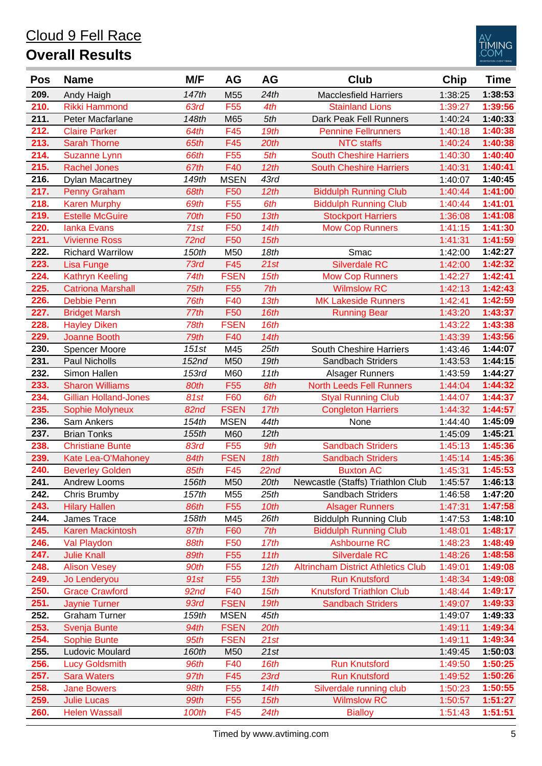# Cloud 9 Fell Race

## Overall Results

| Pos | Name | M/F | AG | AG | Club | Chip | Time |
|---|---|---|---|---|---|---|---|
| 209. | Andy Haigh | 147th | M55 | 24th | Macclesfield Harriers | 1:38:25 | 1:38:53 |
| 210. | Rikki Hammond | 63rd | F55 | 4th | Stainland Lions | 1:39:27 | 1:39:56 |
| 211. | Peter Macfarlane | 148th | M65 | 5th | Dark Peak Fell Runners | 1:40:24 | 1:40:33 |
| 212. | Claire Parker | 64th | F45 | 19th | Pennine Fellrunners | 1:40:18 | 1:40:38 |
| 213. | Sarah Thorne | 65th | F45 | 20th | NTC staffs | 1:40:24 | 1:40:38 |
| 214. | Suzanne Lynn | 66th | F55 | 5th | South Cheshire Harriers | 1:40:30 | 1:40:40 |
| 215. | Rachel Jones | 67th | F40 | 12th | South Cheshire Harriers | 1:40:31 | 1:40:41 |
| 216. | Dylan Macartney | 149th | MSEN | 43rd | | 1:40:07 | 1:40:45 |
| 217. | Penny Graham | 68th | F50 | 12th | Biddulph Running Club | 1:40:44 | 1:41:00 |
| 218. | Karen Murphy | 69th | F55 | 6th | Biddulph Running Club | 1:40:44 | 1:41:01 |
| 219. | Estelle McGuire | 70th | F50 | 13th | Stockport Harriers | 1:36:08 | 1:41:08 |
| 220. | Ianka Evans | 71st | F50 | 14th | Mow Cop Runners | 1:41:15 | 1:41:30 |
| 221. | Vivienne Ross | 72nd | F50 | 15th | | 1:41:31 | 1:41:59 |
| 222. | Richard Warrilow | 150th | M50 | 18th | Smac | 1:42:00 | 1:42:27 |
| 223. | Lisa Funge | 73rd | F45 | 21st | Silverdale RC | 1:42:00 | 1:42:32 |
| 224. | Kathryn Keeling | 74th | FSEN | 15th | Mow Cop Runners | 1:42:27 | 1:42:41 |
| 225. | Catriona Marshall | 75th | F55 | 7th | Wilmslow RC | 1:42:13 | 1:42:43 |
| 226. | Debbie Penn | 76th | F40 | 13th | MK Lakeside Runners | 1:42:41 | 1:42:59 |
| 227. | Bridget Marsh | 77th | F50 | 16th | Running Bear | 1:43:20 | 1:43:37 |
| 228. | Hayley Diken | 78th | FSEN | 16th | | 1:43:22 | 1:43:38 |
| 229. | Joanne Booth | 79th | F40 | 14th | | 1:43:39 | 1:43:56 |
| 230. | Spencer Moore | 151st | M45 | 25th | South Cheshire Harriers | 1:43:46 | 1:44:07 |
| 231. | Paul Nicholls | 152nd | M50 | 19th | Sandbach Striders | 1:43:53 | 1:44:15 |
| 232. | Simon Hallen | 153rd | M60 | 11th | Alsager Runners | 1:43:59 | 1:44:27 |
| 233. | Sharon Williams | 80th | F55 | 8th | North Leeds Fell Runners | 1:44:04 | 1:44:32 |
| 234. | Gillian Holland-Jones | 81st | F60 | 6th | Styal Running Club | 1:44:07 | 1:44:37 |
| 235. | Sophie Molyneux | 82nd | FSEN | 17th | Congleton Harriers | 1:44:32 | 1:44:57 |
| 236. | Sam Ankers | 154th | MSEN | 44th | None | 1:44:40 | 1:45:09 |
| 237. | Brian Tonks | 155th | M60 | 12th | | 1:45:09 | 1:45:21 |
| 238. | Christiane Bunte | 83rd | F55 | 9th | Sandbach Striders | 1:45:13 | 1:45:36 |
| 239. | Kate Lea-O'Mahoney | 84th | FSEN | 18th | Sandbach Striders | 1:45:14 | 1:45:36 |
| 240. | Beverley Golden | 85th | F45 | 22nd | Buxton AC | 1:45:31 | 1:45:53 |
| 241. | Andrew Looms | 156th | M50 | 20th | Newcastle (Staffs) Triathlon Club | 1:45:57 | 1:46:13 |
| 242. | Chris Brumby | 157th | M55 | 25th | Sandbach Striders | 1:46:58 | 1:47:20 |
| 243. | Hilary Hallen | 86th | F55 | 10th | Alsager Runners | 1:47:31 | 1:47:58 |
| 244. | James Trace | 158th | M45 | 26th | Biddulph Running Club | 1:47:53 | 1:48:10 |
| 245. | Karen Mackintosh | 87th | F60 | 7th | Biddulph Running Club | 1:48:01 | 1:48:17 |
| 246. | Val Playdon | 88th | F50 | 17th | Ashbourne RC | 1:48:23 | 1:48:49 |
| 247. | Julie Knall | 89th | F55 | 11th | Silverdale RC | 1:48:26 | 1:48:58 |
| 248. | Alison Vesey | 90th | F55 | 12th | Altrincham District Athletics Club | 1:49:01 | 1:49:08 |
| 249. | Jo Lenderyou | 91st | F55 | 13th | Run Knutsford | 1:48:34 | 1:49:08 |
| 250. | Grace Crawford | 92nd | F40 | 15th | Knutsford Triathlon Club | 1:48:44 | 1:49:17 |
| 251. | Jaynie Turner | 93rd | FSEN | 19th | Sandbach Striders | 1:49:07 | 1:49:33 |
| 252. | Graham Turner | 159th | MSEN | 45th | | 1:49:07 | 1:49:33 |
| 253. | Svenja Bunte | 94th | FSEN | 20th | | 1:49:11 | 1:49:34 |
| 254. | Sophie Bunte | 95th | FSEN | 21st | | 1:49:11 | 1:49:34 |
| 255. | Ludovic Moulard | 160th | M50 | 21st | | 1:49:45 | 1:50:03 |
| 256. | Lucy Goldsmith | 96th | F40 | 16th | Run Knutsford | 1:49:50 | 1:50:25 |
| 257. | Sara Waters | 97th | F45 | 23rd | Run Knutsford | 1:49:52 | 1:50:26 |
| 258. | Jane Bowers | 98th | F55 | 14th | Silverdale running club | 1:50:23 | 1:50:55 |
| 259. | Julie Lucas | 99th | F55 | 15th | Wilmslow RC | 1:50:57 | 1:51:27 |
| 260. | Helen Wassall | 100th | F45 | 24th | Bialloy | 1:51:43 | 1:51:51 |

Timed by www.avtiming.com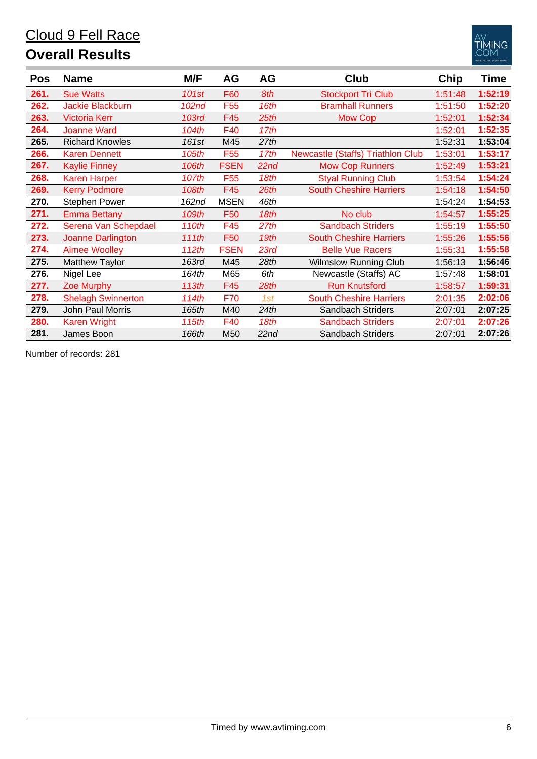# Cloud 9 Fell Race

## Overall Results

| Pos | Name | M/F | AG | AG | Club | Chip | Time |
|---|---|---|---|---|---|---|---|
| **261.** | Sue Watts | *101st* | F60 | *8th* | Stockport Tri Club | 1:51:48 | **1:52:19** |
| **262.** | Jackie Blackburn | *102nd* | F55 | *16th* | Bramhall Runners | 1:51:50 | **1:52:20** |
| **263.** | Victoria Kerr | *103rd* | F45 | *25th* | Mow Cop | 1:52:01 | **1:52:34** |
| **264.** | Joanne Ward | *104th* | F40 | *17th* | | 1:52:01 | **1:52:35** |
| **265.** | Richard Knowles | *161st* | M45 | *27th* | | 1:52:31 | **1:53:04** |
| **266.** | Karen Dennett | *105th* | F55 | *17th* | Newcastle (Staffs) Triathlon Club | 1:53:01 | **1:53:17** |
| **267.** | Kaylie Finney | *106th* | FSEN | *22nd* | Mow Cop Runners | 1:52:49 | **1:53:21** |
| **268.** | Karen Harper | *107th* | F55 | *18th* | Styal Running Club | 1:53:54 | **1:54:24** |
| **269.** | Kerry Podmore | *108th* | F45 | *26th* | South Cheshire Harriers | 1:54:18 | **1:54:50** |
| **270.** | Stephen Power | *162nd* | MSEN | *46th* | | 1:54:24 | **1:54:53** |
| **271.** | Emma Bettany | *109th* | F50 | *18th* | No club | 1:54:57 | **1:55:25** |
| **272.** | Serena Van Schepdael | *110th* | F45 | *27th* | Sandbach Striders | 1:55:19 | **1:55:50** |
| **273.** | Joanne Darlington | *111th* | F50 | *19th* | South Cheshire Harriers | 1:55:26 | **1:55:56** |
| **274.** | Aimee Woolley | *112th* | FSEN | *23rd* | Belle Vue Racers | 1:55:31 | **1:55:58** |
| **275.** | Matthew Taylor | *163rd* | M45 | *28th* | Wilmslow Running Club | 1:56:13 | **1:56:46** |
| **276.** | Nigel Lee | *164th* | M65 | *6th* | Newcastle (Staffs) AC | 1:57:48 | **1:58:01** |
| **277.** | Zoe Murphy | *113th* | F45 | *28th* | Run Knutsford | 1:58:57 | **1:59:31** |
| **278.** | Shelagh Swinnerton | *114th* | F70 | *1st* | South Cheshire Harriers | 2:01:35 | **2:02:06** |
| **279.** | John Paul Morris | *165th* | M40 | *24th* | Sandbach Striders | 2:07:01 | **2:07:25** |
| **280.** | Karen Wright | *115th* | F40 | *18th* | Sandbach Striders | 2:07:01 | **2:07:26** |
| **281.** | James Boon | *166th* | M50 | *22nd* | Sandbach Striders | 2:07:01 | **2:07:26** |

Number of records: 281

Timed by www.avtiming.com